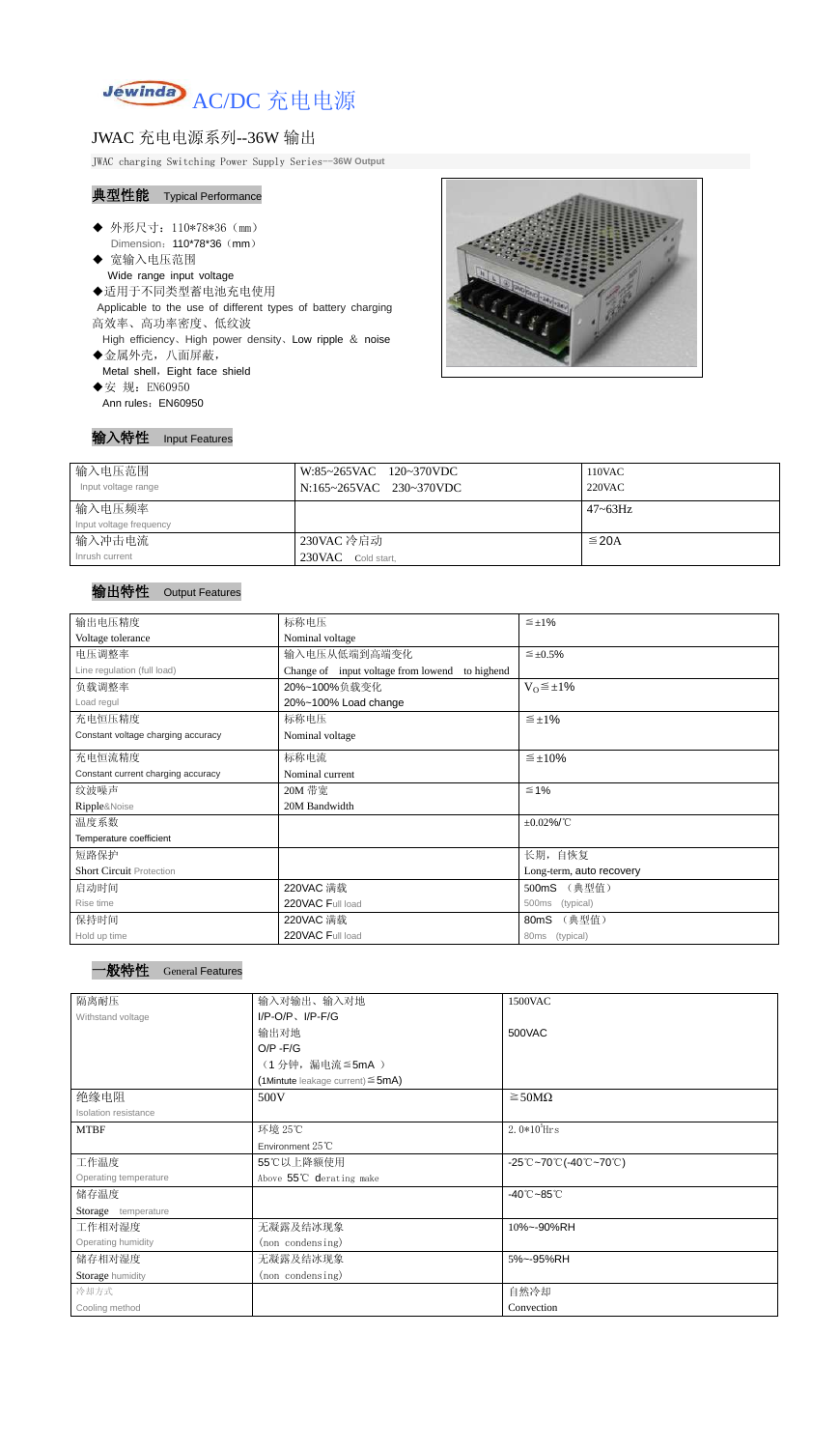# AC/DC 充电电源

## JWAC 充电电源系列--36W 输出

JWAC charging Switching Power Supply Series—36W Output

### 典型性能 Typical Performance

- ◆ 外形尺寸：110*78*36（mm）
  Dimension：110*78*36（mm）
- ◆ 宽输入电压范围
  Wide range input voltage
- ◆适用于不同类型蓄电池充电使用
  Applicable to the use of different types of battery charging
  高效率、高功率密度、低纹波
  High efficiency、High power density、Low ripple ＆ noise
- ◆金属外壳，八面屏蔽，
  Metal shell，Eight face shield
- ◆安 规：EN60950
  Ann rules：EN60950

### 输入特性 Input Features

| 输入电压范围<br>Input voltage range | W:85~265VAC 120~370VDC<br>N:165~265VAC 230~370VDC | 110VAC<br>220VAC |
|---|---|---|
| 输入电压频率<br>Input voltage frequency | | 47~63Hz |
| 输入冲击电流<br>Inrush current | 230VAC 冷启动<br>230VAC Cold start, | ≦20A |

### 输出特性 Output Features

| 输出电压精度<br>Voltage tolerance | 标称电压<br>Nominal voltage | ≦±1% |
|---|---|---|
| 电压调整率<br>Line regulation (full load) | 输入电压从低端到高端变化<br>Change of input voltage from lowend to highend | ≦±0.5% |
| 负载调整率<br>Load regul | 20%~100%负载变化<br>20%~100% Load change | $V_O$≦±1% |
| 充电恒压精度<br>Constant voltage charging accuracy | 标称电压<br>Nominal voltage | ≦±1% |
| 充电恒流精度<br>Constant current charging accuracy | 标称电流<br>Nominal current | ≦±10% |
| 纹波噪声<br>Ripple&Noise | 20M 带宽<br>20M Bandwidth | ≦1% |
| 温度系数<br>Temperature coefficient | | ±0.02%/℃ |
| 短路保护<br>Short Circuit Protection | | 长期，自恢复<br>Long-term, auto recovery |
| 启动时间<br>Rise time | 220VAC 满载<br>220VAC Full load | 500mS （典型值）<br>500ms (typical) |
| 保持时间<br>Hold up time | 220VAC 满载<br>220VAC Full load | 80mS （典型值）<br>80ms (typical) |

### 一般特性 General Features

| 隔离耐压<br>Withstand voltage | 输入对输出、输入对地<br>I/P-O/P、I/P-F/G<br>输出对地<br>O/P -F/G<br>（1 分钟，漏电流≦5mA ）<br>(1Mintute leakage current)≦5mA) | 1500VAC<br><br>500VAC |
|---|---|---|
| 绝缘电阻<br>Isolation resistance | 500V | ≧50MΩ |
| MTBF | 环境 25℃<br>Environment 25℃ | $2.0*10^5$Hrs |
| 工作温度<br>Operating temperature | 55℃以上降额使用<br>Above 55℃ derating make | -25℃~70℃(-40℃~70℃) |
| 储存温度<br>Storage temperature | | -40℃~85℃ |
| 工作相对湿度<br>Operating humidity | 无凝露及结冰现象<br>(non condensing) | 10%~-90%RH |
| 储存相对湿度<br>Storage humidity | 无凝露及结冰现象<br>(non condensing) | 5%~-95%RH |
| 冷却方式<br>Cooling method | | 自然冷却<br>Convection |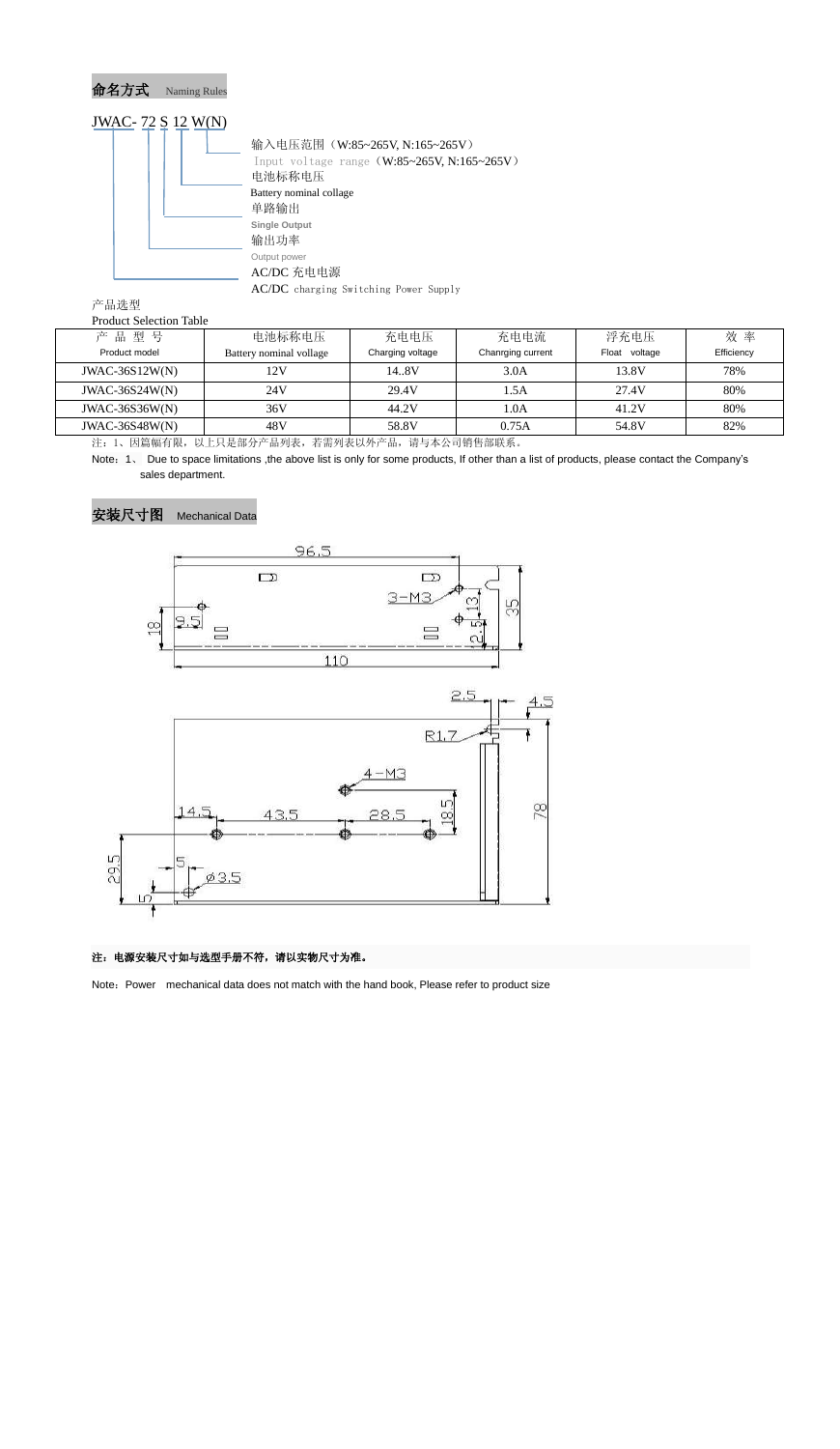## 命名方式 Naming Rules

JWAC- 72 S 12 W(N)

- 输入电压范围（W:85~265V, N:165~265V）
  Input voltage range（W:85~265V, N:165~265V）
- 电池标称电压
  Battery nominal collage
- 单路输出
  Single Output
- 输出功率
  Output power
- AC/DC 充电电源
  AC/DC charging Switching Power Supply

产品选型

Product Selection Table

| 产 品 型 号<br>Product model | 电池标称电压<br>Battery nominal voltage | 充电电压<br>Charging voltage | 充电电流<br>Chanrging current | 浮充电压<br>Float voltage | 效 率<br>Efficiency |
|---|---|---|---|---|---|
| JWAC-36S12W(N) | 12V | 14..8V | 3.0A | 13.8V | 78% |
| JWAC-36S24W(N) | 24V | 29.4V | 1.5A | 27.4V | 80% |
| JWAC-36S36W(N) | 36V | 44.2V | 1.0A | 41.2V | 80% |
| JWAC-36S48W(N) | 48V | 58.8V | 0.75A | 54.8V | 82% |

注：1、因篇幅有限，以上只是部分产品列表，若需列表以外产品，请与本公司销售部联系。

Note：1、 Due to space limitations ,the above list is only for some products, If other than a list of products, please contact the Company's sales department.

## 安装尺寸图 Mechanical Data

96.5
3-M3
13
35
18
9
5.5
2.5
110

2.5
4.5
R1.7
4-M3
14.5
43.5
28.5
18.5
78
29.5
5
ø3.5
5

**注：电源安装尺寸如与选型手册不符，请以实物尺寸为准。**

Note：Power mechanical data does not match with the hand book, Please refer to product size